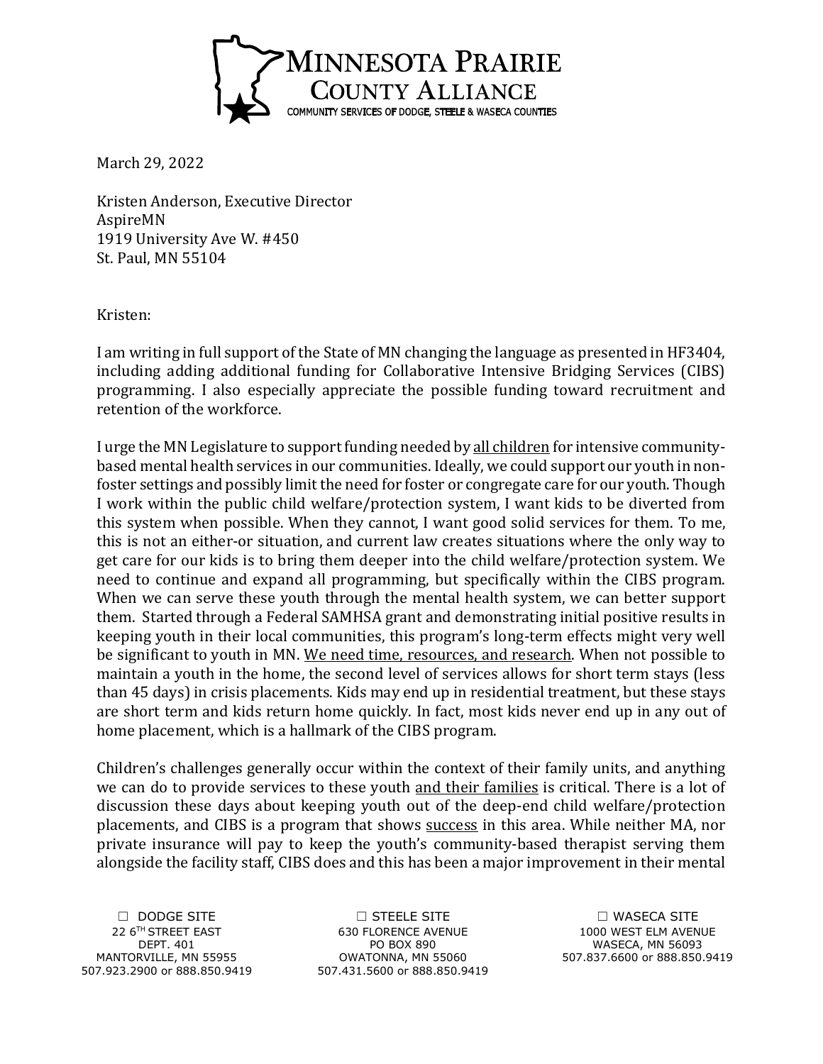# MINNESOTA PRAIRIE COUNTY ALLIANCE

COMMUNITY SERVICES OF DODGE, STEELE & WASECA COUNTIES

March 29, 2022

Kristen Anderson, Executive Director
AspireMN
1919 University Ave W. #450
St. Paul, MN 55104

Kristen:

I am writing in full support of the State of MN changing the language as presented in HF3404, including adding additional funding for Collaborative Intensive Bridging Services (CIBS) programming. I also especially appreciate the possible funding toward recruitment and retention of the workforce.

I urge the MN Legislature to support funding needed by <u>all children</u> for intensive community-based mental health services in our communities. Ideally, we could support our youth in non-foster settings and possibly limit the need for foster or congregate care for our youth. Though I work within the public child welfare/protection system, I want kids to be diverted from this system when possible. When they cannot, I want good solid services for them. To me, this is not an either-or situation, and current law creates situations where the only way to get care for our kids is to bring them deeper into the child welfare/protection system. We need to continue and expand all programming, but specifically within the CIBS program. When we can serve these youth through the mental health system, we can better support them. Started through a Federal SAMHSA grant and demonstrating initial positive results in keeping youth in their local communities, this program's long-term effects might very well be significant to youth in MN. <u>We need time, resources, and research</u>. When not possible to maintain a youth in the home, the second level of services allows for short term stays (less than 45 days) in crisis placements. Kids may end up in residential treatment, but these stays are short term and kids return home quickly. In fact, most kids never end up in any out of home placement, which is a hallmark of the CIBS program.

Children's challenges generally occur within the context of their family units, and anything we can do to provide services to these youth <u>and their families</u> is critical. There is a lot of discussion these days about keeping youth out of the deep-end child welfare/protection placements, and CIBS is a program that shows <u>success</u> in this area. While neither MA, nor private insurance will pay to keep the youth's community-based therapist serving them alongside the facility staff, CIBS does and this has been a major improvement in their mental

☐ DODGE SITE
22 6TH STREET EAST
DEPT. 401
MANTORVILLE, MN 55955
507.923.2900 or 888.850.9419

☐ STEELE SITE
630 FLORENCE AVENUE
PO BOX 890
OWATONNA, MN 55060
507.431.5600 or 888.850.9419

☐ WASECA SITE
1000 WEST ELM AVENUE
WASECA, MN 56093
507.837.6600 or 888.850.9419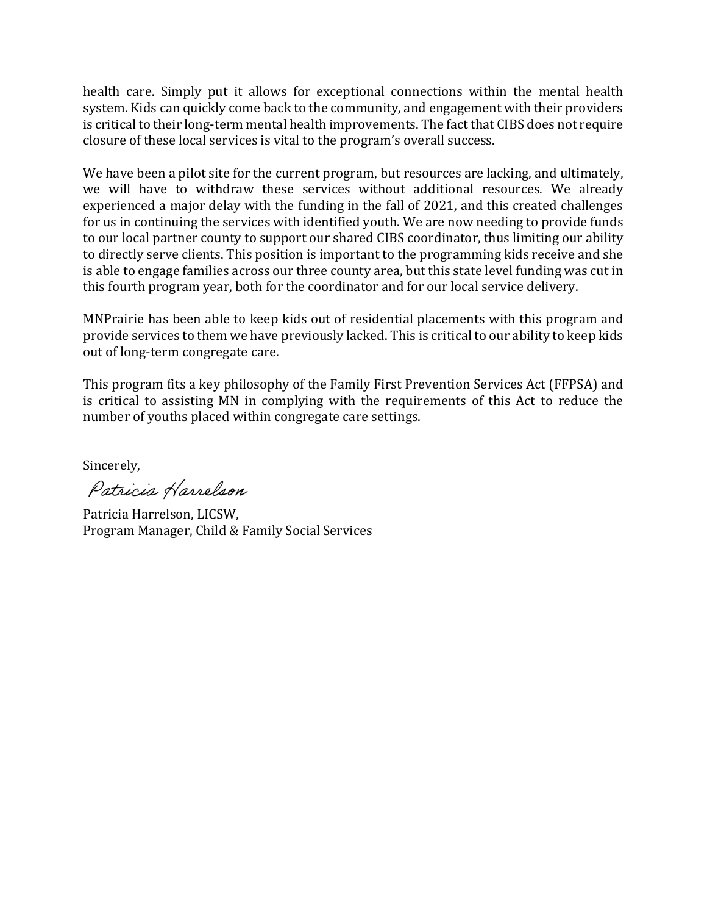health care. Simply put it allows for exceptional connections within the mental health system. Kids can quickly come back to the community, and engagement with their providers is critical to their long-term mental health improvements. The fact that CIBS does not require closure of these local services is vital to the program's overall success.

We have been a pilot site for the current program, but resources are lacking, and ultimately, we will have to withdraw these services without additional resources. We already experienced a major delay with the funding in the fall of 2021, and this created challenges for us in continuing the services with identified youth. We are now needing to provide funds to our local partner county to support our shared CIBS coordinator, thus limiting our ability to directly serve clients. This position is important to the programming kids receive and she is able to engage families across our three county area, but this state level funding was cut in this fourth program year, both for the coordinator and for our local service delivery.

MNPrairie has been able to keep kids out of residential placements with this program and provide services to them we have previously lacked. This is critical to our ability to keep kids out of long-term congregate care.

This program fits a key philosophy of the Family First Prevention Services Act (FFPSA) and is critical to assisting MN in complying with the requirements of this Act to reduce the number of youths placed within congregate care settings.

Sincerely,

Patricia Harrelson

Patricia Harrelson, LICSW,
Program Manager, Child & Family Social Services